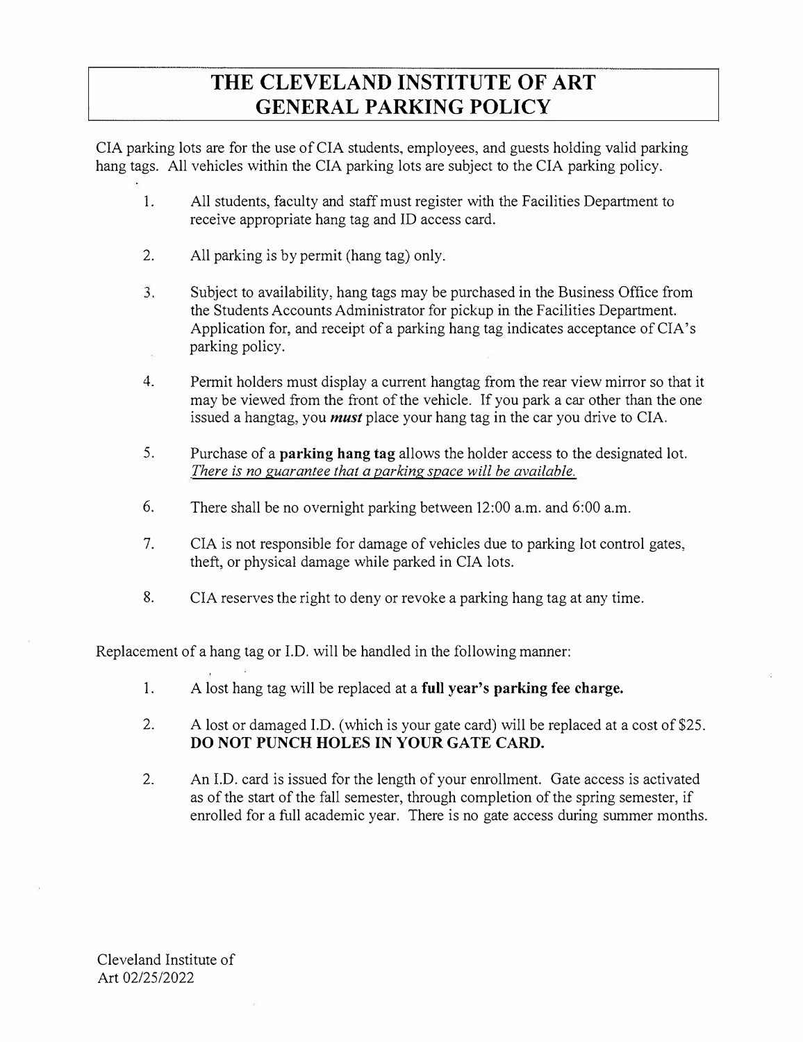# THE CLEVELAND INSTITUTE OF ART GENERAL PARKING POLICY

CIA parking lots are for the use of CIA students, employees, and guests holding valid parking hang tags. All vehicles within the CIA parking lots are subject to the CIA parking policy.

1. All students, faculty and staff must register with the Facilities Department to receive appropriate hang tag and ID access card.

2. All parking is by permit (hang tag) only.

3. Subject to availability, hang tags may be purchased in the Business Office from the Students Accounts Administrator for pickup in the Facilities Department. Application for, and receipt of a parking hang tag indicates acceptance of CIA's parking policy.

4. Permit holders must display a current hangtag from the rear view mirror so that it may be viewed from the front of the vehicle. If you park a car other than the one issued a hangtag, you ***must*** place your hang tag in the car you drive to CIA.

5. Purchase of a **parking hang tag** allows the holder access to the designated lot. *There is no guarantee that a parking space will be available.*

6. There shall be no overnight parking between 12:00 a.m. and 6:00 a.m.

7. CIA is not responsible for damage of vehicles due to parking lot control gates, theft, or physical damage while parked in CIA lots.

8. CIA reserves the right to deny or revoke a parking hang tag at any time.

Replacement of a hang tag or I.D. will be handled in the following manner:

1. A lost hang tag will be replaced at a **full year's parking fee charge.**

2. A lost or damaged I.D. (which is your gate card) will be replaced at a cost of $25. **DO NOT PUNCH HOLES IN YOUR GATE CARD.**

2. An I.D. card is issued for the length of your enrollment. Gate access is activated as of the start of the fall semester, through completion of the spring semester, if enrolled for a full academic year. There is no gate access during summer months.

Cleveland Institute of Art 02/25/2022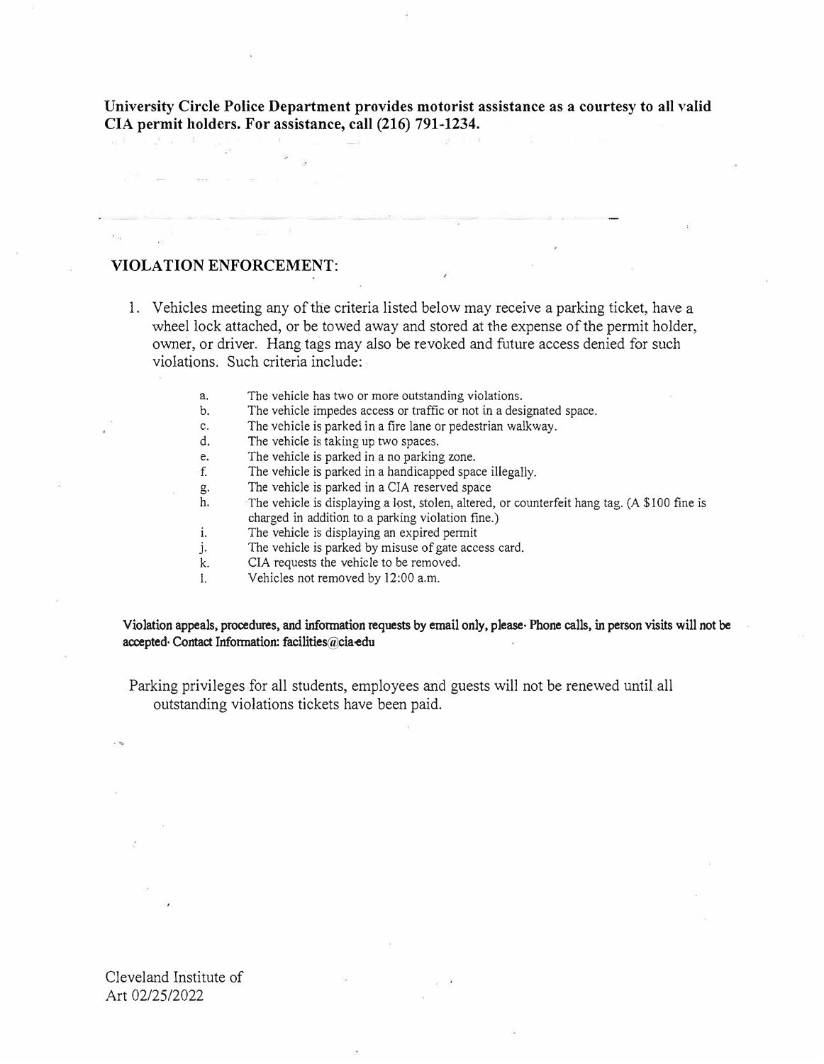**University Circle Police Department provides motorist assistance as a courtesy to all valid CIA permit holders. For assistance, call (216) 791-1234.**

## VIOLATION ENFORCEMENT:

1. Vehicles meeting any of the criteria listed below may receive a parking ticket, have a wheel lock attached, or be towed away and stored at the expense of the permit holder, owner, or driver. Hang tags may also be revoked and future access denied for such violations. Such criteria include:

   a. The vehicle has two or more outstanding violations.
   b. The vehicle impedes access or traffic or not in a designated space.
   c. The vehicle is parked in a fire lane or pedestrian walkway.
   d. The vehicle is taking up two spaces.
   e. The vehicle is parked in a no parking zone.
   f. The vehicle is parked in a handicapped space illegally.
   g. The vehicle is parked in a CIA reserved space
   h. The vehicle is displaying a lost, stolen, altered, or counterfeit hang tag. (A $100 fine is charged in addition to a parking violation fine.)
   i. The vehicle is displaying an expired permit
   j. The vehicle is parked by misuse of gate access card.
   k. CIA requests the vehicle to be removed.
   l. Vehicles not removed by 12:00 a.m.

**Violation appeals, procedures, and information requests by email only, please. Phone calls, in person visits will not be accepted. Contact Information: facilities@cia.edu**

Parking privileges for all students, employees and guests will not be renewed until all outstanding violations tickets have been paid.

Cleveland Institute of Art 02/25/2022